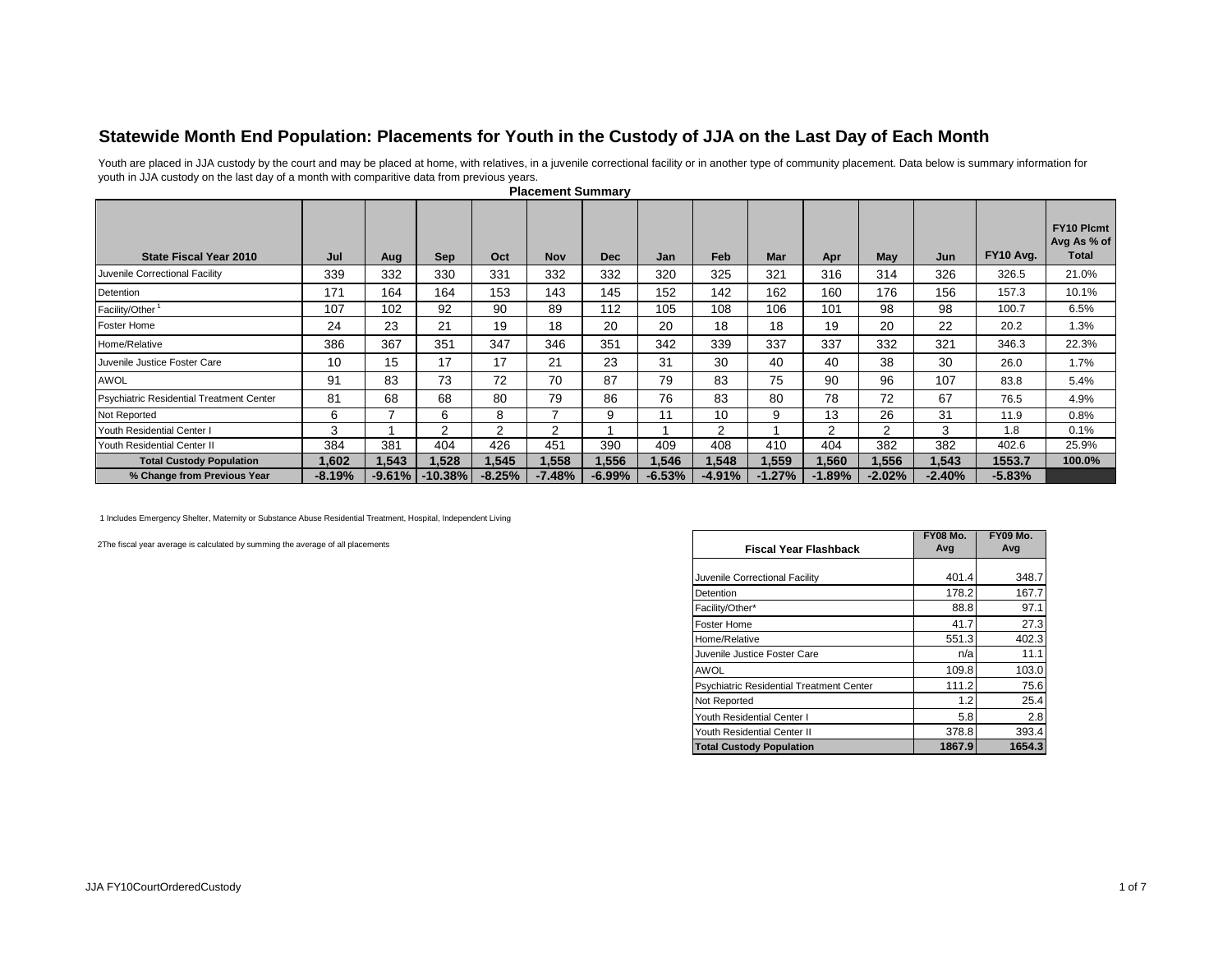## Statewide Month End Population: Placements for Youth in the Custody of JJA on the Last Day of Each Month

Youth are placed in JJA custody by the court and may be placed at home, with relatives, in a juvenile correctional facility or in another type of community placement. Data below is summary information for youth in JJA custody on the last day of a month with comparitive data from previous years.

**Placement Summary**

| State Fiscal Year 2010 | Jul | Aug | Sep | Oct | Nov | Dec | Jan | Feb | Mar | Apr | May | Jun | FY10 Avg. | FY10 Plcmt Avg As % of Total |
|---|---|---|---|---|---|---|---|---|---|---|---|---|---|---|
| Juvenile Correctional Facility | 339 | 332 | 330 | 331 | 332 | 332 | 320 | 325 | 321 | 316 | 314 | 326 | 326.5 | 21.0% |
| Detention | 171 | 164 | 164 | 153 | 143 | 145 | 152 | 142 | 162 | 160 | 176 | 156 | 157.3 | 10.1% |
| Facility/Other [1] | 107 | 102 | 92 | 90 | 89 | 112 | 105 | 108 | 106 | 101 | 98 | 98 | 100.7 | 6.5% |
| Foster Home | 24 | 23 | 21 | 19 | 18 | 20 | 20 | 18 | 18 | 19 | 20 | 22 | 20.2 | 1.3% |
| Home/Relative | 386 | 367 | 351 | 347 | 346 | 351 | 342 | 339 | 337 | 337 | 332 | 321 | 346.3 | 22.3% |
| Juvenile Justice Foster Care | 10 | 15 | 17 | 17 | 21 | 23 | 31 | 30 | 40 | 40 | 38 | 30 | 26.0 | 1.7% |
| AWOL | 91 | 83 | 73 | 72 | 70 | 87 | 79 | 83 | 75 | 90 | 96 | 107 | 83.8 | 5.4% |
| Psychiatric Residential Treatment Center | 81 | 68 | 68 | 80 | 79 | 86 | 76 | 83 | 80 | 78 | 72 | 67 | 76.5 | 4.9% |
| Not Reported | 6 | 7 | 6 | 8 | 7 | 9 | 11 | 10 | 9 | 13 | 26 | 31 | 11.9 | 0.8% |
| Youth Residential Center I | 3 | 1 | 2 | 2 | 2 | 1 | 1 | 2 | 1 | 2 | 2 | 3 | 1.8 | 0.1% |
| Youth Residential Center II | 384 | 381 | 404 | 426 | 451 | 390 | 409 | 408 | 410 | 404 | 382 | 382 | 402.6 | 25.9% |
| **Total Custody Population** | **1,602** | **1,543** | **1,528** | **1,545** | **1,558** | **1,556** | **1,546** | **1,548** | **1,559** | **1,560** | **1,556** | **1,543** | **1553.7** | **100.0%** |
| **% Change from Previous Year** | **-8.19%** | **-9.61%** | **-10.38%** | **-8.25%** | **-7.48%** | **-6.99%** | **-6.53%** | **-4.91%** | **-1.27%** | **-1.89%** | **-2.02%** | **-2.40%** | **-5.83%** | |

1 Includes Emergency Shelter, Maternity or Substance Abuse Residential Treatment, Hospital, Independent Living

2The fiscal year average is calculated by summing the average of all placements

| Fiscal Year Flashback | FY08 Mo. Avg | FY09 Mo. Avg |
|---|---|---|
| Juvenile Correctional Facility | 401.4 | 348.7 |
| Detention | 178.2 | 167.7 |
| Facility/Other* | 88.8 | 97.1 |
| Foster Home | 41.7 | 27.3 |
| Home/Relative | 551.3 | 402.3 |
| Juvenile Justice Foster Care | n/a | 11.1 |
| AWOL | 109.8 | 103.0 |
| Psychiatric Residential Treatment Center | 111.2 | 75.6 |
| Not Reported | 1.2 | 25.4 |
| Youth Residential Center I | 5.8 | 2.8 |
| Youth Residential Center II | 378.8 | 393.4 |
| **Total Custody Population** | **1867.9** | **1654.3** |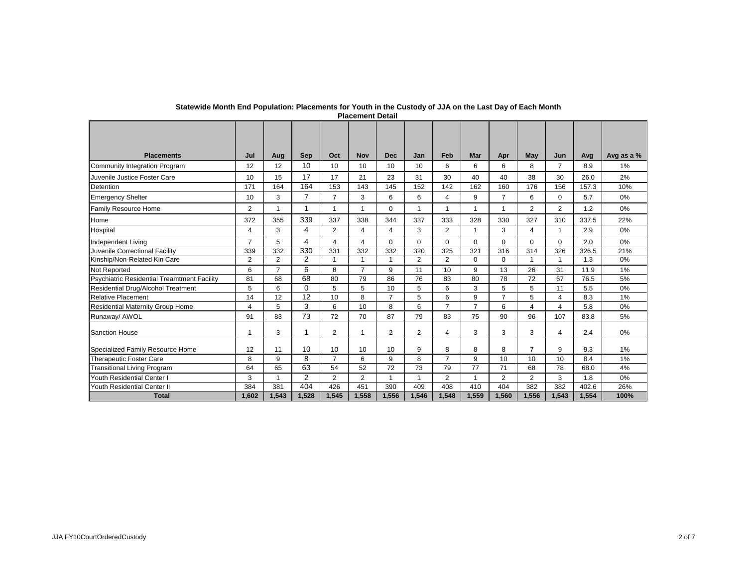**Statewide Month End Population: Placements for Youth in the Custody of JJA on the Last Day of Each Month**

**Placement Detail**

| Placements | Jul | Aug | Sep | Oct | Nov | Dec | Jan | Feb | Mar | Apr | May | Jun | Avg | Avg as a % |
|---|---|---|---|---|---|---|---|---|---|---|---|---|---|---|
| Community Integration Program | 12 | 12 | 10 | 10 | 10 | 10 | 10 | 6 | 6 | 6 | 8 | 7 | 8.9 | 1% |
| Juvenile Justice Foster Care | 10 | 15 | 17 | 17 | 21 | 23 | 31 | 30 | 40 | 40 | 38 | 30 | 26.0 | 2% |
| Detention | 171 | 164 | 164 | 153 | 143 | 145 | 152 | 142 | 162 | 160 | 176 | 156 | 157.3 | 10% |
| Emergency Shelter | 10 | 3 | 7 | 7 | 3 | 6 | 6 | 4 | 9 | 7 | 6 | 0 | 5.7 | 0% |
| Family Resource Home | 2 | 1 | 1 | 1 | 1 | 0 | 1 | 1 | 1 | 1 | 2 | 2 | 1.2 | 0% |
| Home | 372 | 355 | 339 | 337 | 338 | 344 | 337 | 333 | 328 | 330 | 327 | 310 | 337.5 | 22% |
| Hospital | 4 | 3 | 4 | 2 | 4 | 4 | 3 | 2 | 1 | 3 | 4 | 1 | 2.9 | 0% |
| Independent Living | 7 | 5 | 4 | 4 | 4 | 0 | 0 | 0 | 0 | 0 | 0 | 0 | 2.0 | 0% |
| Juvenile Correctional Facility | 339 | 332 | 330 | 331 | 332 | 332 | 320 | 325 | 321 | 316 | 314 | 326 | 326.5 | 21% |
| Kinship/Non-Related Kin Care | 2 | 2 | 2 | 1 | 1 | 1 | 2 | 2 | 0 | 0 | 1 | 1 | 1.3 | 0% |
| Not Reported | 6 | 7 | 6 | 8 | 7 | 9 | 11 | 10 | 9 | 13 | 26 | 31 | 11.9 | 1% |
| Psychiatric Residential Treamtment Facility | 81 | 68 | 68 | 80 | 79 | 86 | 76 | 83 | 80 | 78 | 72 | 67 | 76.5 | 5% |
| Residential Drug/Alcohol Treatment | 5 | 6 | 0 | 5 | 5 | 10 | 5 | 6 | 3 | 5 | 5 | 11 | 5.5 | 0% |
| Relative Placement | 14 | 12 | 12 | 10 | 8 | 7 | 5 | 6 | 9 | 7 | 5 | 4 | 8.3 | 1% |
| Residential Maternity Group Home | 4 | 5 | 3 | 6 | 10 | 8 | 6 | 7 | 7 | 6 | 4 | 4 | 5.8 | 0% |
| Runaway/ AWOL | 91 | 83 | 73 | 72 | 70 | 87 | 79 | 83 | 75 | 90 | 96 | 107 | 83.8 | 5% |
| Sanction House | 1 | 3 | 1 | 2 | 1 | 2 | 2 | 4 | 3 | 3 | 3 | 4 | 2.4 | 0% |
| Specialized Family Resource Home | 12 | 11 | 10 | 10 | 10 | 10 | 9 | 8 | 8 | 8 | 7 | 9 | 9.3 | 1% |
| Therapeutic Foster Care | 8 | 9 | 8 | 7 | 6 | 9 | 8 | 7 | 9 | 10 | 10 | 10 | 8.4 | 1% |
| Transitional Living Program | 64 | 65 | 63 | 54 | 52 | 72 | 73 | 79 | 77 | 71 | 68 | 78 | 68.0 | 4% |
| Youth Residential Center I | 3 | 1 | 2 | 2 | 2 | 1 | 1 | 2 | 1 | 2 | 2 | 3 | 1.8 | 0% |
| Youth Residential Center II | 384 | 381 | 404 | 426 | 451 | 390 | 409 | 408 | 410 | 404 | 382 | 382 | 402.6 | 26% |
| **Total** | **1,602** | **1,543** | **1,528** | **1,545** | **1,558** | **1,556** | **1,546** | **1,548** | **1,559** | **1,560** | **1,556** | **1,543** | **1,554** | **100%** |

JJA FY10CourtOrderedCustody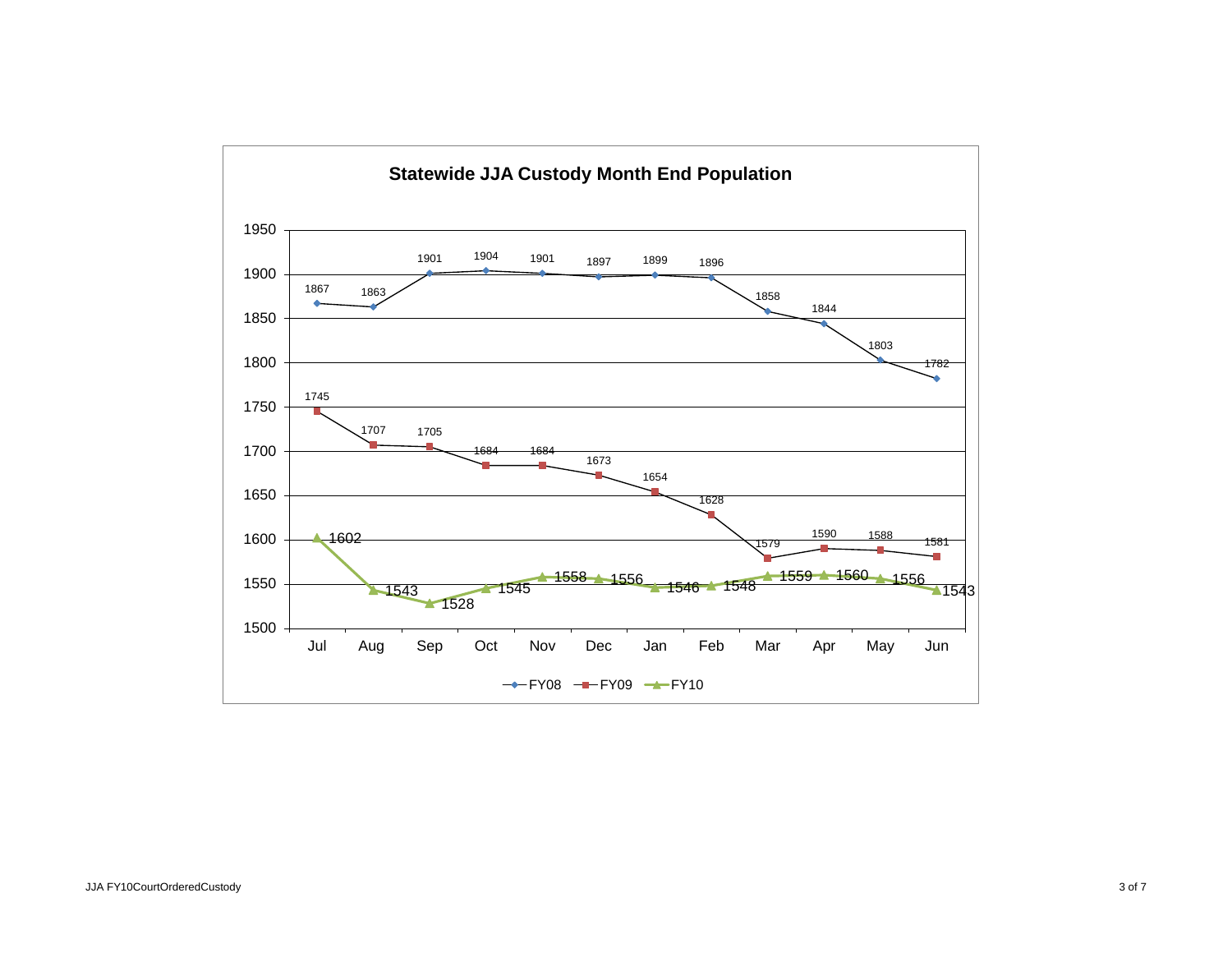# Statewide JJA Custody Month End Population

| Month | FY08 | FY09 | FY10 |
|---|---|---|---|
| Jul | 1867 | 1745 | 1602 |
| Aug | 1863 | 1707 | 1543 |
| Sep | 1901 | 1705 | 1528 |
| Oct | 1904 | 1684 | 1545 |
| Nov | 1901 | 1684 | 1558 |
| Dec | 1897 | 1673 | 1556 |
| Jan | 1899 | 1654 | 1546 |
| Feb | 1896 | 1628 | 1548 |
| Mar | 1858 | 1579 | 1559 |
| Apr | 1844 | 1590 | 1560 |
| May | 1803 | 1588 | 1556 |
| Jun | 1782 | 1581 | 1543 |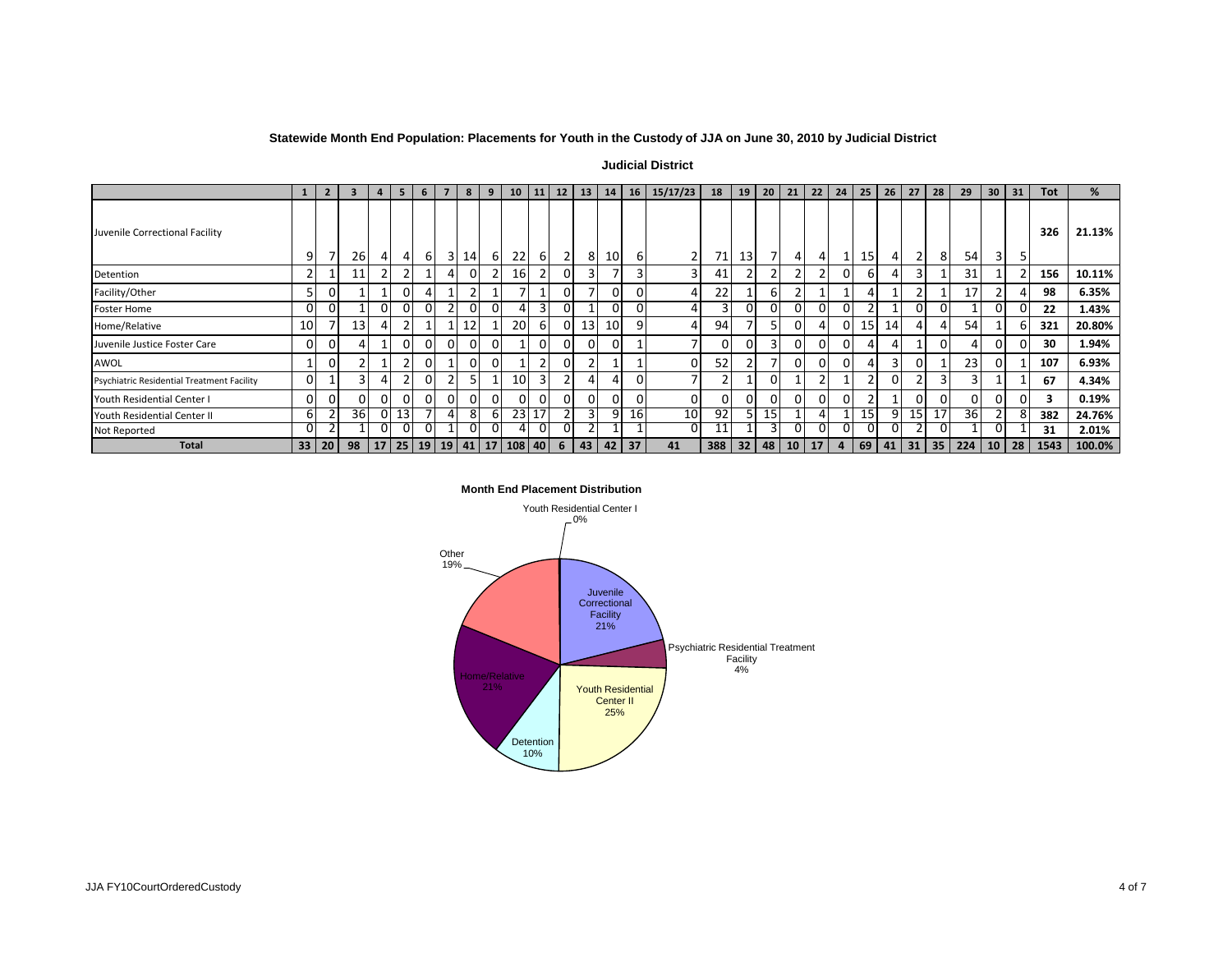**Statewide Month End Population: Placements for Youth in the Custody of JJA on June 30, 2010 by Judicial District**

**Judicial District**

| | 1 | 2 | 3 | 4 | 5 | 6 | 7 | 8 | 9 | 10 | 11 | 12 | 13 | 14 | 16 | 15/17/23 | 18 | 19 | 20 | 21 | 22 | 24 | 25 | 26 | 27 | 28 | 29 | 30 | 31 | Tot | % |
|---|---|---|---|---|---|---|---|---|---|---|---|---|---|---|---|---|---|---|---|---|---|---|---|---|---|---|---|---|---|---|---|
| Juvenile Correctional Facility | 9 | 7 | 26 | 4 | 4 | 6 | 3 | 14 | 6 | 22 | 6 | 2 | 8 | 10 | 6 | 2 | 71 | 13 | 7 | 4 | 4 | 1 | 15 | 4 | 2 | 8 | 54 | 3 | 5 | **326** | **21.13%** |
| Detention | 2 | 1 | 11 | 2 | 2 | 1 | 4 | 0 | 2 | 16 | 2 | 0 | 3 | 7 | 3 | 3 | 41 | 2 | 2 | 2 | 2 | 0 | 6 | 4 | 3 | 1 | 31 | 1 | 2 | **156** | **10.11%** |
| Facility/Other | 5 | 0 | 1 | 1 | 0 | 4 | 1 | 2 | 1 | 7 | 1 | 0 | 7 | 0 | 0 | 4 | 22 | 1 | 6 | 2 | 1 | 1 | 4 | 1 | 2 | 1 | 17 | 2 | 4 | **98** | **6.35%** |
| Foster Home | 0 | 0 | 1 | 0 | 0 | 0 | 2 | 0 | 0 | 4 | 3 | 0 | 1 | 0 | 0 | 4 | 3 | 0 | 0 | 0 | 0 | 0 | 2 | 1 | 0 | 0 | 1 | 0 | 0 | **22** | **1.43%** |
| Home/Relative | 10 | 7 | 13 | 4 | 2 | 1 | 1 | 12 | 1 | 20 | 6 | 0 | 13 | 10 | 9 | 4 | 94 | 7 | 5 | 0 | 4 | 0 | 15 | 14 | 4 | 4 | 54 | 1 | 6 | **321** | **20.80%** |
| Juvenile Justice Foster Care | 0 | 0 | 4 | 1 | 0 | 0 | 0 | 0 | 0 | 1 | 0 | 0 | 0 | 0 | 1 | 7 | 0 | 0 | 3 | 0 | 0 | 0 | 4 | 4 | 1 | 0 | 4 | 0 | 0 | **30** | **1.94%** |
| AWOL | 1 | 0 | 2 | 1 | 2 | 0 | 1 | 0 | 0 | 1 | 2 | 0 | 2 | 1 | 1 | 0 | 52 | 2 | 7 | 0 | 0 | 0 | 4 | 3 | 0 | 1 | 23 | 0 | 1 | **107** | **6.93%** |
| Psychiatric Residential Treatment Facility | 0 | 1 | 3 | 4 | 2 | 0 | 2 | 5 | 1 | 10 | 3 | 2 | 4 | 4 | 0 | 7 | 2 | 1 | 0 | 1 | 2 | 1 | 2 | 0 | 2 | 3 | 3 | 1 | 1 | **67** | **4.34%** |
| Youth Residential Center I | 0 | 0 | 0 | 0 | 0 | 0 | 0 | 0 | 0 | 0 | 0 | 0 | 0 | 0 | 0 | 0 | 0 | 0 | 0 | 0 | 0 | 0 | 2 | 1 | 0 | 0 | 0 | 0 | 0 | **3** | **0.19%** |
| Youth Residential Center II | 6 | 2 | 36 | 0 | 13 | 7 | 4 | 8 | 6 | 23 | 17 | 2 | 3 | 9 | 16 | 10 | 92 | 5 | 15 | 1 | 4 | 1 | 15 | 9 | 15 | 17 | 36 | 2 | 8 | **382** | **24.76%** |
| Not Reported | 0 | 2 | 1 | 0 | 0 | 0 | 1 | 0 | 0 | 4 | 0 | 0 | 2 | 1 | 1 | 0 | 11 | 1 | 3 | 0 | 0 | 0 | 0 | 0 | 2 | 0 | 1 | 0 | 1 | **31** | **2.01%** |
| **Total** | **33** | **20** | **98** | **17** | **25** | **19** | **19** | **41** | **17** | **108** | **40** | **6** | **43** | **42** | **37** | **41** | **388** | **32** | **48** | **10** | **17** | **4** | **69** | **41** | **31** | **35** | **224** | **10** | **28** | **1543** | **100.0%** |

**Month End Placement Distribution**

Youth Residential Center I 0%; Juvenile Correctional Facility 21%; Psychiatric Residential Treatment Facility 4%; Youth Residential Center II 25%; Detention 10%; Home/Relative 21%; Other 19%

JJA FY10CourtOrderedCustody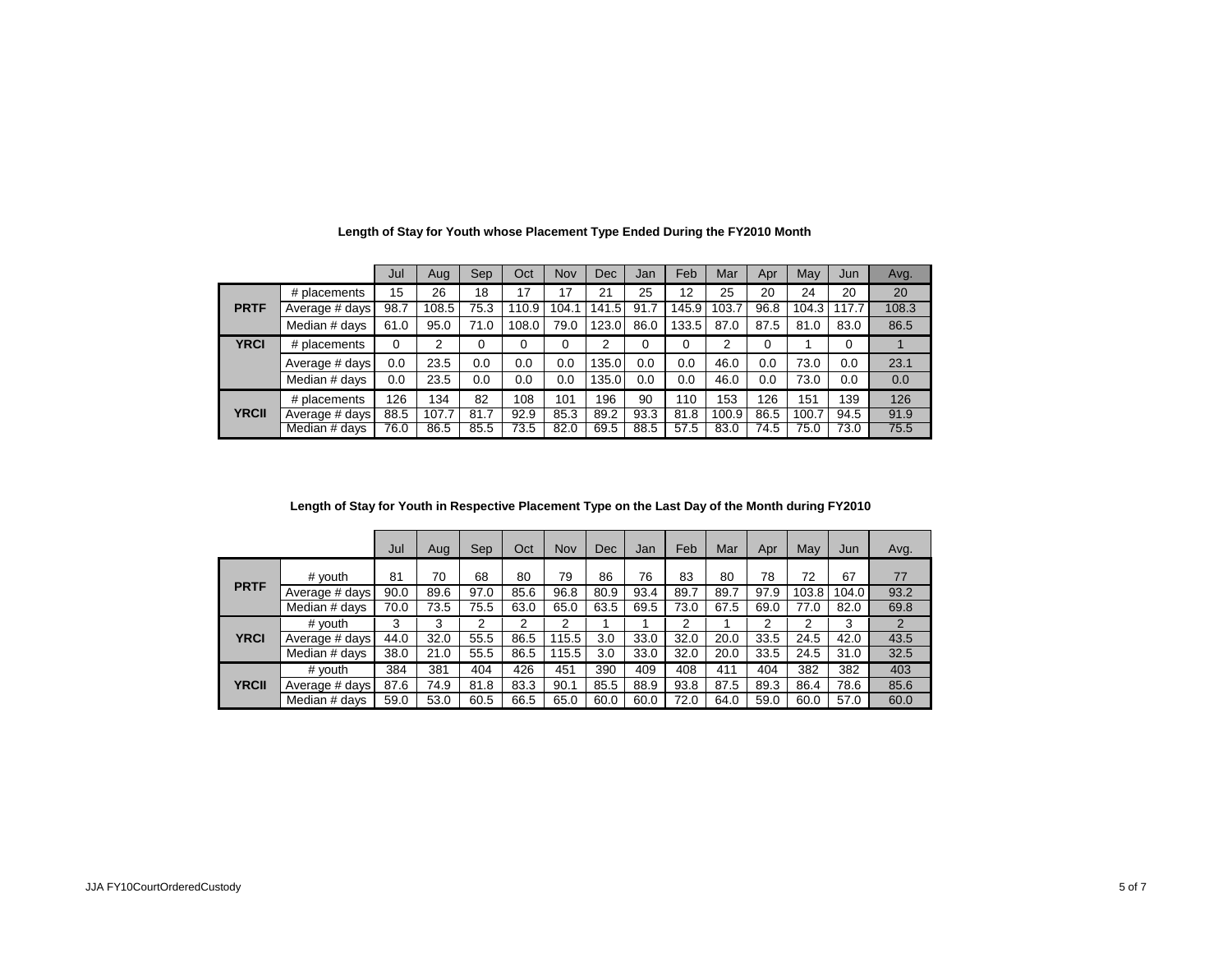**Length of Stay for Youth whose Placement Type Ended During the FY2010 Month**

| | | Jul | Aug | Sep | Oct | Nov | Dec | Jan | Feb | Mar | Apr | May | Jun | Avg. |
|---|---|---|---|---|---|---|---|---|---|---|---|---|---|---|
| **PRTF** | # placements | 15 | 26 | 18 | 17 | 17 | 21 | 25 | 12 | 25 | 20 | 24 | 20 | 20 |
| | Average # days | 98.7 | 108.5 | 75.3 | 110.9 | 104.1 | 141.5 | 91.7 | 145.9 | 103.7 | 96.8 | 104.3 | 117.7 | 108.3 |
| | Median # days | 61.0 | 95.0 | 71.0 | 108.0 | 79.0 | 123.0 | 86.0 | 133.5 | 87.0 | 87.5 | 81.0 | 83.0 | 86.5 |
| **YRCI** | # placements | 0 | 2 | 0 | 0 | 0 | 2 | 0 | 0 | 2 | 0 | 1 | 0 | 1 |
| | Average # days | 0.0 | 23.5 | 0.0 | 0.0 | 0.0 | 135.0 | 0.0 | 0.0 | 46.0 | 0.0 | 73.0 | 0.0 | 23.1 |
| | Median # days | 0.0 | 23.5 | 0.0 | 0.0 | 0.0 | 135.0 | 0.0 | 0.0 | 46.0 | 0.0 | 73.0 | 0.0 | 0.0 |
| **YRCII** | # placements | 126 | 134 | 82 | 108 | 101 | 196 | 90 | 110 | 153 | 126 | 151 | 139 | 126 |
| | Average # days | 88.5 | 107.7 | 81.7 | 92.9 | 85.3 | 89.2 | 93.3 | 81.8 | 100.9 | 86.5 | 100.7 | 94.5 | 91.9 |
| | Median # days | 76.0 | 86.5 | 85.5 | 73.5 | 82.0 | 69.5 | 88.5 | 57.5 | 83.0 | 74.5 | 75.0 | 73.0 | 75.5 |

**Length of Stay for Youth in Respective Placement Type on the Last Day of the Month during FY2010**

| | | Jul | Aug | Sep | Oct | Nov | Dec | Jan | Feb | Mar | Apr | May | Jun | Avg. |
|---|---|---|---|---|---|---|---|---|---|---|---|---|---|---|
| **PRTF** | # youth | 81 | 70 | 68 | 80 | 79 | 86 | 76 | 83 | 80 | 78 | 72 | 67 | 77 |
| | Average # days | 90.0 | 89.6 | 97.0 | 85.6 | 96.8 | 80.9 | 93.4 | 89.7 | 89.7 | 97.9 | 103.8 | 104.0 | 93.2 |
| | Median # days | 70.0 | 73.5 | 75.5 | 63.0 | 65.0 | 63.5 | 69.5 | 73.0 | 67.5 | 69.0 | 77.0 | 82.0 | 69.8 |
| **YRCI** | # youth | 3 | 3 | 2 | 2 | 2 | 1 | 1 | 2 | 1 | 2 | 2 | 3 | 2 |
| | Average # days | 44.0 | 32.0 | 55.5 | 86.5 | 115.5 | 3.0 | 33.0 | 32.0 | 20.0 | 33.5 | 24.5 | 42.0 | 43.5 |
| | Median # days | 38.0 | 21.0 | 55.5 | 86.5 | 115.5 | 3.0 | 33.0 | 32.0 | 20.0 | 33.5 | 24.5 | 31.0 | 32.5 |
| **YRCII** | # youth | 384 | 381 | 404 | 426 | 451 | 390 | 409 | 408 | 411 | 404 | 382 | 382 | 403 |
| | Average # days | 87.6 | 74.9 | 81.8 | 83.3 | 90.1 | 85.5 | 88.9 | 93.8 | 87.5 | 89.3 | 86.4 | 78.6 | 85.6 |
| | Median # days | 59.0 | 53.0 | 60.5 | 66.5 | 65.0 | 60.0 | 60.0 | 72.0 | 64.0 | 59.0 | 60.0 | 57.0 | 60.0 |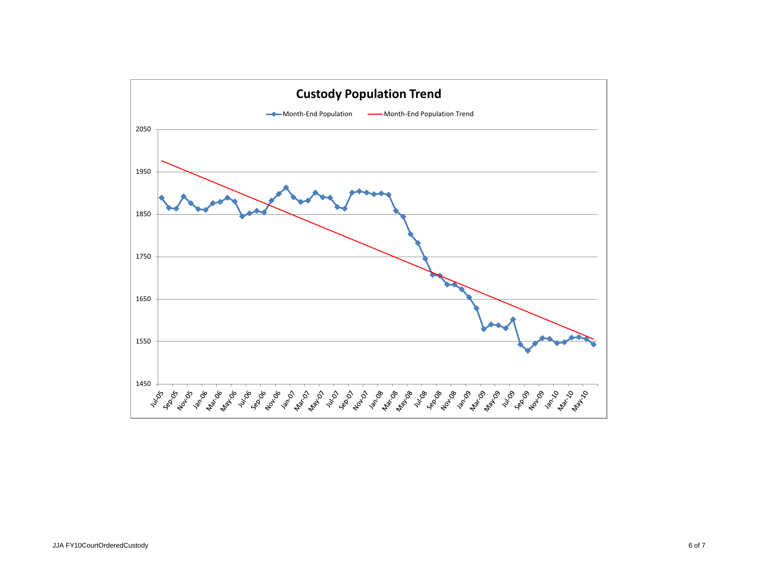# Custody Population Trend

Month-End Population — Month-End Population Trend

2050
1950
1850
1750
1650
1550
1450

Jul-05 Sep-05 Nov-05 Jan-06 Mar-06 May-06 Jul-06 Sep-06 Nov-06 Jan-07 Mar-07 May-07 Jul-07 Sep-07 Nov-07 Jan-08 Mar-08 May-08 Jul-08 Sep-08 Nov-08 Jan-09 Mar-09 May-09 Jul-09 Sep-09 Nov-09 Jan-10 Mar-10 May-10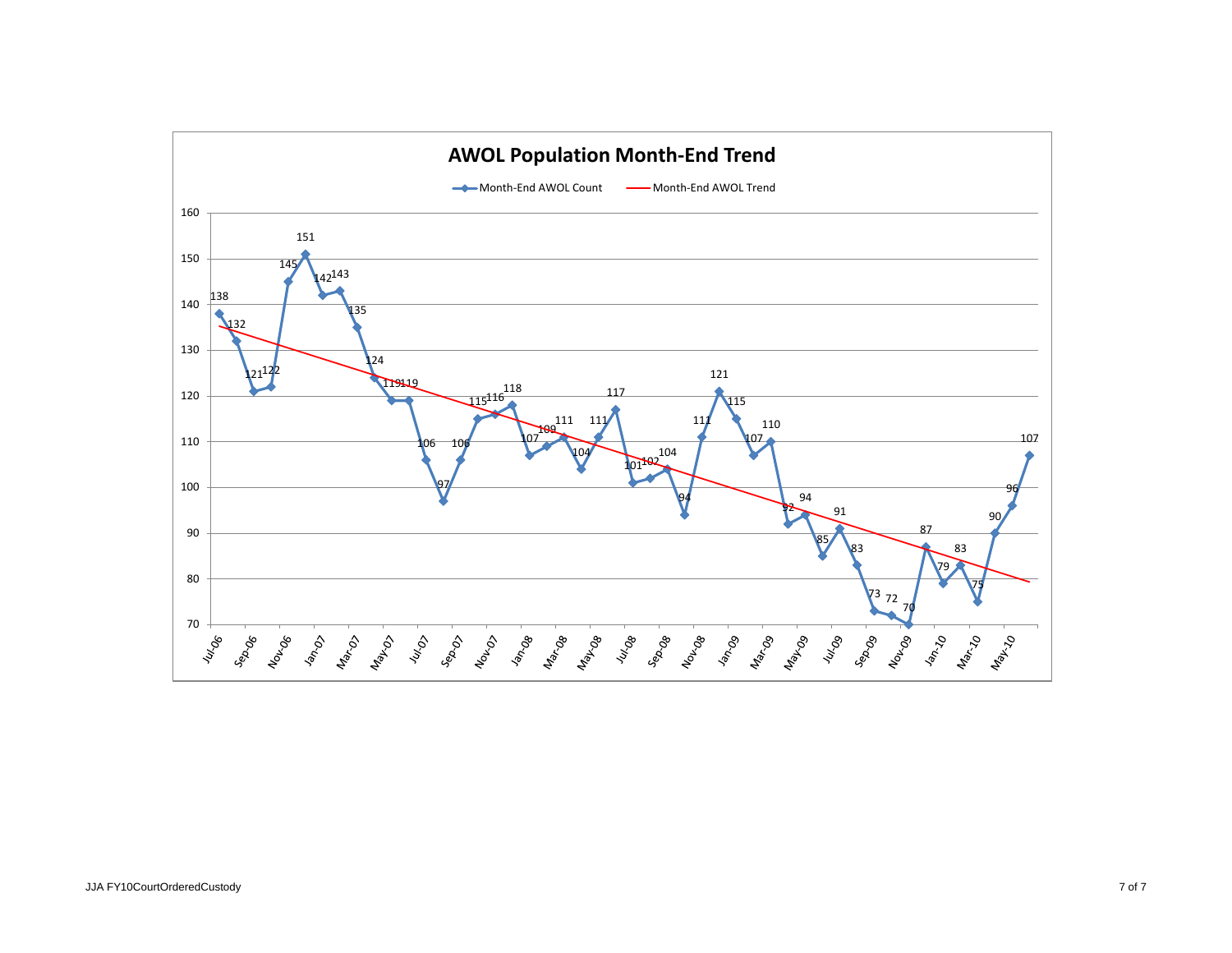## AWOL Population Month-End Trend

Month-End AWOL Count

Month-End AWOL Trend

160
150
140
130
120
110
100
90
80
70

138 132 121 122 145 151 142 143 135 124 119 119 106 97 106 115 116 118 107 109 111 104 111 117 101 102 104 94 111 121 115 107 110 92 94 85 91 83 73 72 70 87 79 83 75 90 96 107

Jul-06 Sep-06 Nov-06 Jan-07 Mar-07 May-07 Jul-07 Sep-07 Nov-07 Jan-08 Mar-08 May-08 Jul-08 Sep-08 Nov-08 Jan-09 Mar-09 May-09 Jul-09 Sep-09 Nov-09 Jan-10 Mar-10 May-10

JJA FY10CourtOrderedCustody